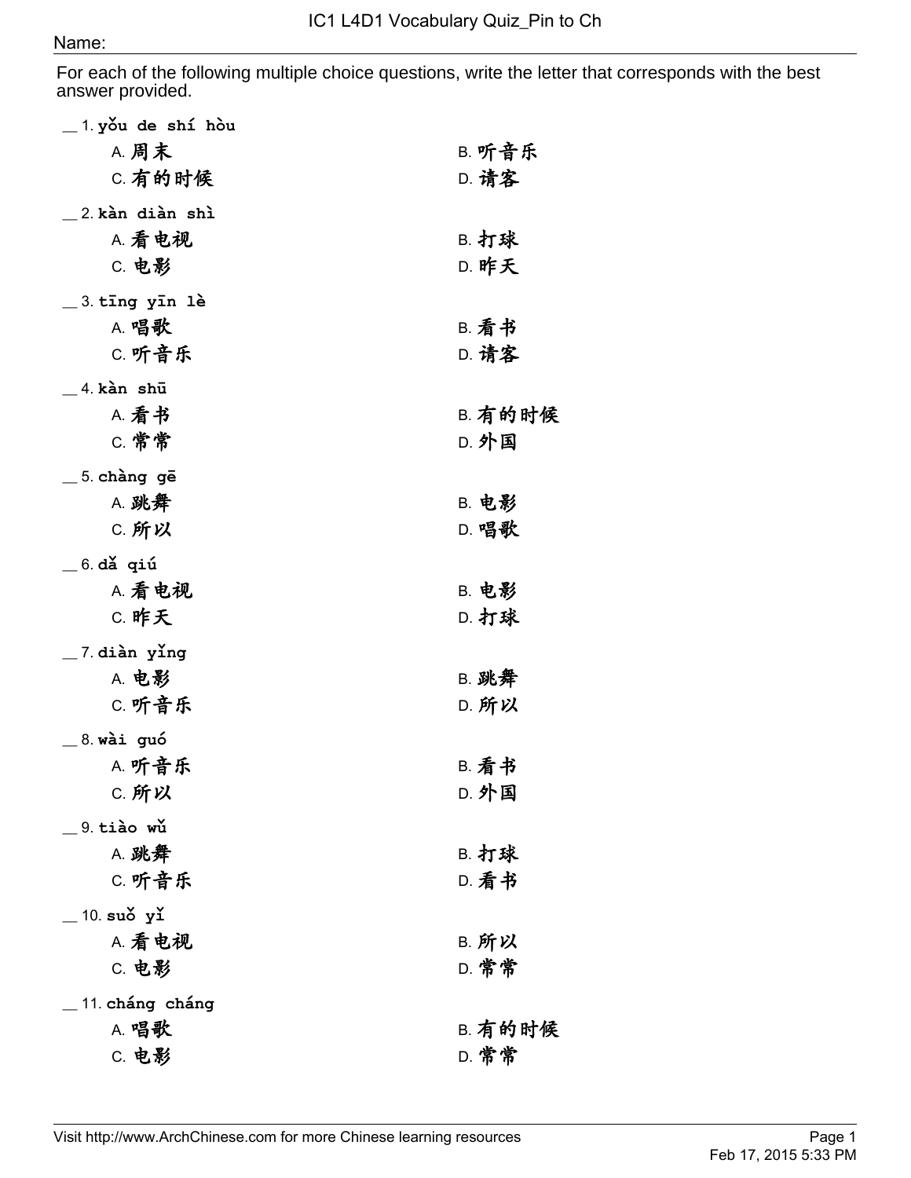# IC1 L4D1 Vocabulary Quiz_Pin to Ch

Name:

For each of the following multiple choice questions, write the letter that corresponds with the best answer provided.

__ 1. **yǒu de shí hòu**

- A. 周末
- B. 听音乐
- C. 有的时候
- D. 请客

__ 2. **kàn diàn shì**

- A. 看电视
- B. 打球
- C. 电影
- D. 昨天

__ 3. **tīng yīn lè**

- A. 唱歌
- B. 看书
- C. 听音乐
- D. 请客

__ 4. **kàn shū**

- A. 看书
- B. 有的时候
- C. 常常
- D. 外国

__ 5. **chàng gē**

- A. 跳舞
- B. 电影
- C. 所以
- D. 唱歌

__ 6. **dǎ qiú**

- A. 看电视
- B. 电影
- C. 昨天
- D. 打球

__ 7. **diàn yǐng**

- A. 电影
- B. 跳舞
- C. 听音乐
- D. 所以

__ 8. **wài guó**

- A. 听音乐
- B. 看书
- C. 所以
- D. 外国

__ 9. **tiào wǔ**

- A. 跳舞
- B. 打球
- C. 听音乐
- D. 看书

__ 10. **suǒ yǐ**

- A. 看电视
- B. 所以
- C. 电影
- D. 常常

__ 11. **cháng cháng**

- A. 唱歌
- B. 有的时候
- C. 电影
- D. 常常

Visit http://www.ArchChinese.com for more Chinese learning resources

Feb 17, 2015 5:33 PM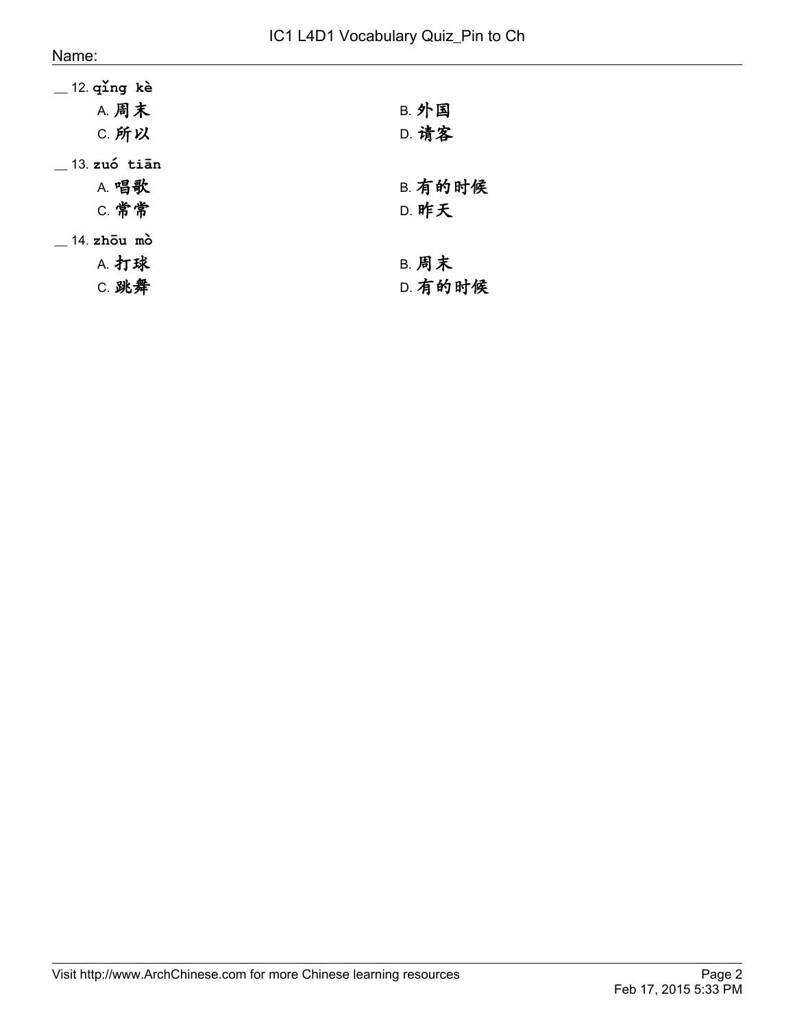Name:

__ 12. **qǐng kè**

A. 周末　　B. 外国

C. 所以　　D. 请客

__ 13. **zuó tiān**

A. 唱歌　　B. 有的时候

C. 常常　　D. 昨天

__ 14. **zhōu mò**

A. 打球　　B. 周末

C. 跳舞　　D. 有的时候